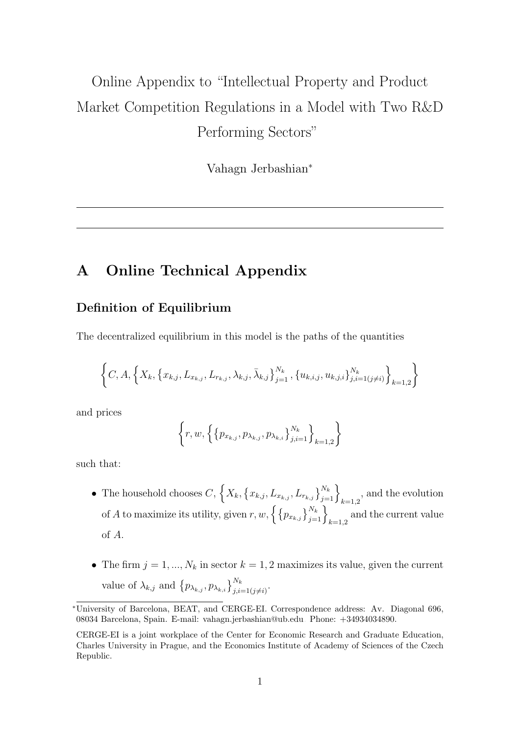# Online Appendix to "Intellectual Property and Product Market Competition Regulations in a Model with Two R&D Performing Sectors"

Vahagn Jerbashian[*]

---

## A Online Technical Appendix

### Definition of Equilibrium

The decentralized equilibrium in this model is the paths of the quantities

$$\left\{C, A, \left\{X_k, \left\{x_{k,j}, L_{x_{k,j}}, L_{r_{k,j}}, \lambda_{k,j}, \bar{\lambda}_{k,j}\right\}_{j=1}^{N_k}, \left\{u_{k,i,j}, u_{k,j,i}\right\}_{j,i=1(j\neq i)}^{N_k}\right\}_{k=1,2}\right\}$$

and prices

$$\left\{r, w, \left\{\left\{p_{x_{k,j}}, p_{\lambda_{k,j}}, p_{\lambda_{k,i}}\right\}_{j,i=1}^{N_k}\right\}_{k=1,2}\right\}$$

such that:

- The household chooses $C$, $\left\{X_k, \left\{x_{k,j}, L_{x_{k,j}}, L_{r_{k,j}}\right\}_{j=1}^{N_k}\right\}_{k=1,2}$, and the evolution of $A$ to maximize its utility, given $r, w, \left\{\left\{p_{x_{k,j}}\right\}_{j=1}^{N_k}\right\}_{k=1,2}$ and the current value of $A$.

- The firm $j = 1, ..., N_k$ in sector $k = 1, 2$ maximizes its value, given the current value of $\lambda_{k,j}$ and $\left\{p_{\lambda_{k,j}}, p_{\lambda_{k,i}}\right\}_{j,i=1(j\neq i)}^{N_k}$.

---

[*] University of Barcelona, BEAT, and CERGE-EI. Correspondence address: Av. Diagonal 696, 08034 Barcelona, Spain. E-mail: vahagn.jerbashian@ub.edu. Phone: +34934034890.

CERGE-EI is a joint workplace of the Center for Economic Research and Graduate Education, Charles University in Prague, and the Economics Institute of Academy of Sciences of the Czech Republic.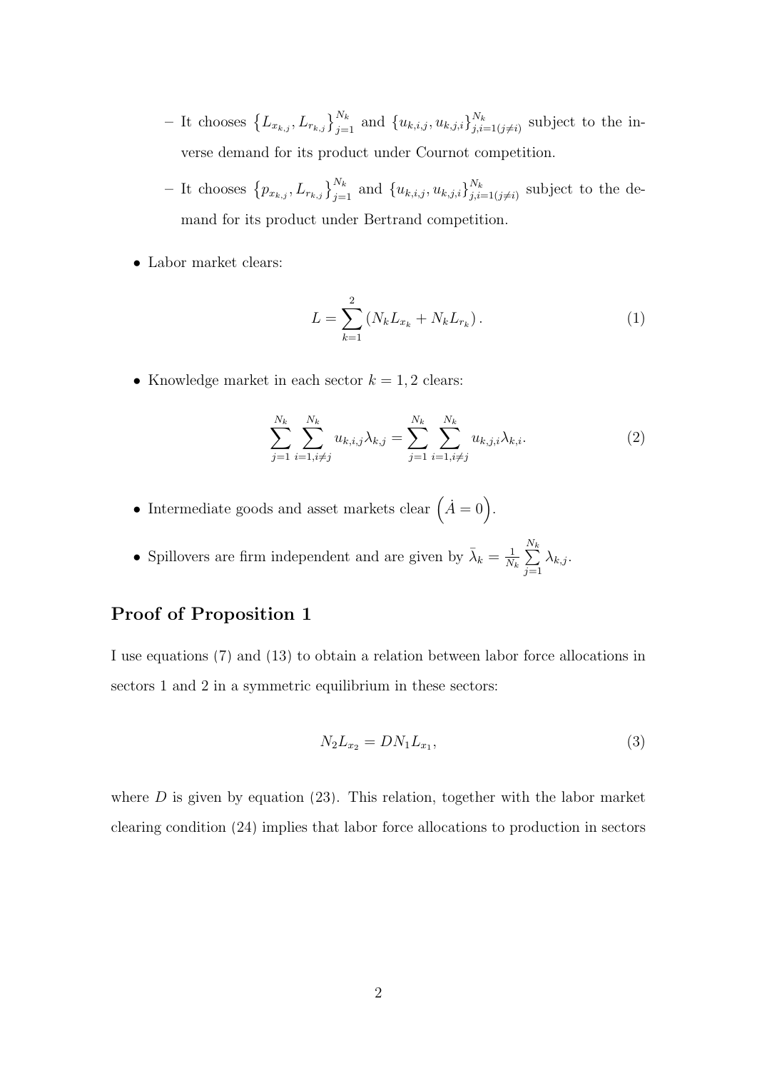- It chooses $\left\{L_{x_{k,j}}, L_{r_{k,j}}\right\}_{j=1}^{N_k}$ and $\{u_{k,i,j}, u_{k,j,i}\}_{j,i=1(j\neq i)}^{N_k}$ subject to the inverse demand for its product under Cournot competition.
  - It chooses $\left\{p_{x_{k,j}}, L_{r_{k,j}}\right\}_{j=1}^{N_k}$ and $\{u_{k,i,j}, u_{k,j,i}\}_{j,i=1(j\neq i)}^{N_k}$ subject to the demand for its product under Bertrand competition.

- Labor market clears:

$$L = \sum_{k=1}^{2} \left(N_k L_{x_k} + N_k L_{r_k}\right). \tag{1}$$

- Knowledge market in each sector $k = 1, 2$ clears:

$$\sum_{j=1}^{N_k} \sum_{i=1, i\neq j}^{N_k} u_{k,i,j}\lambda_{k,j} = \sum_{j=1}^{N_k} \sum_{i=1, i\neq j}^{N_k} u_{k,j,i}\lambda_{k,i}. \tag{2}$$

- Intermediate goods and asset markets clear $\left(\dot{A} = 0\right)$.

- Spillovers are firm independent and are given by $\bar{\lambda}_k = \frac{1}{N_k} \sum_{j=1}^{N_k} \lambda_{k,j}$.

## Proof of Proposition 1

I use equations (7) and (13) to obtain a relation between labor force allocations in sectors 1 and 2 in a symmetric equilibrium in these sectors:

$$N_2 L_{x_2} = D N_1 L_{x_1}, \tag{3}$$

where $D$ is given by equation (23). This relation, together with the labor market clearing condition (24) implies that labor force allocations to production in sectors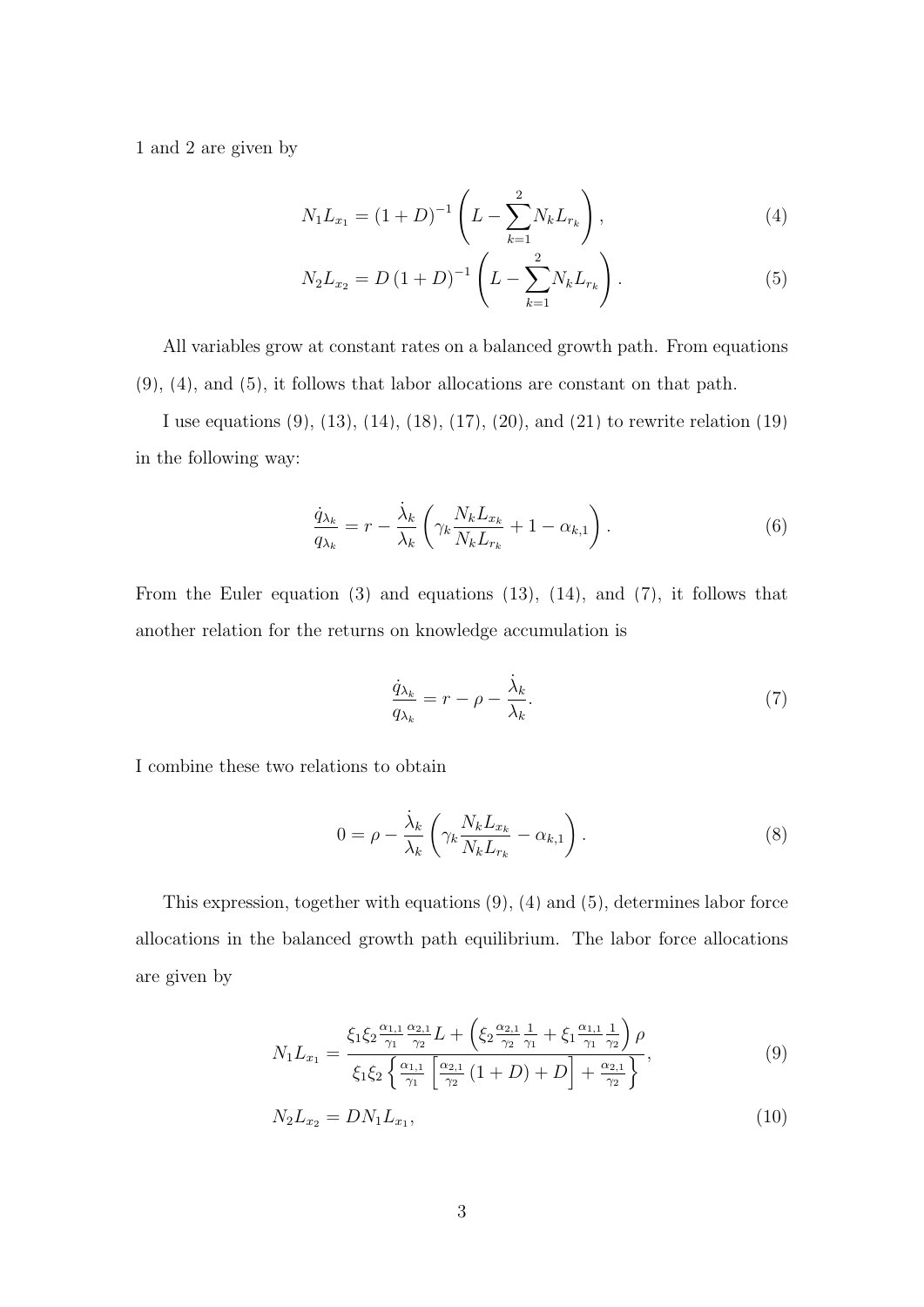1 and 2 are given by

$$N_1 L_{x_1} = (1 + D)^{-1} \left( L - \sum_{k=1}^{2} N_k L_{r_k} \right), \tag{4}$$

$$N_2 L_{x_2} = D (1 + D)^{-1} \left( L - \sum_{k=1}^{2} N_k L_{r_k} \right). \tag{5}$$

All variables grow at constant rates on a balanced growth path. From equations (9), (4), and (5), it follows that labor allocations are constant on that path.

I use equations (9), (13), (14), (18), (17), (20), and (21) to rewrite relation (19) in the following way:

$$\frac{\dot{q}_{\lambda_k}}{q_{\lambda_k}} = r - \frac{\dot{\lambda}_k}{\lambda_k} \left( \gamma_k \frac{N_k L_{x_k}}{N_k L_{r_k}} + 1 - \alpha_{k,1} \right). \tag{6}$$

From the Euler equation (3) and equations (13), (14), and (7), it follows that another relation for the returns on knowledge accumulation is

$$\frac{\dot{q}_{\lambda_k}}{q_{\lambda_k}} = r - \rho - \frac{\dot{\lambda}_k}{\lambda_k}. \tag{7}$$

I combine these two relations to obtain

$$0 = \rho - \frac{\dot{\lambda}_k}{\lambda_k} \left( \gamma_k \frac{N_k L_{x_k}}{N_k L_{r_k}} - \alpha_{k,1} \right). \tag{8}$$

This expression, together with equations (9), (4) and (5), determines labor force allocations in the balanced growth path equilibrium. The labor force allocations are given by

$$N_1 L_{x_1} = \frac{\xi_1 \xi_2 \frac{\alpha_{1,1}}{\gamma_1} \frac{\alpha_{2,1}}{\gamma_2} L + \left( \xi_2 \frac{\alpha_{2,1}}{\gamma_2} \frac{1}{\gamma_1} + \xi_1 \frac{\alpha_{1,1}}{\gamma_1} \frac{1}{\gamma_2} \right) \rho}{\xi_1 \xi_2 \left\{ \frac{\alpha_{1,1}}{\gamma_1} \left[ \frac{\alpha_{2,1}}{\gamma_2} (1 + D) + D \right] + \frac{\alpha_{2,1}}{\gamma_2} \right\}}, \tag{9}$$

$$N_2 L_{x_2} = D N_1 L_{x_1}, \tag{10}$$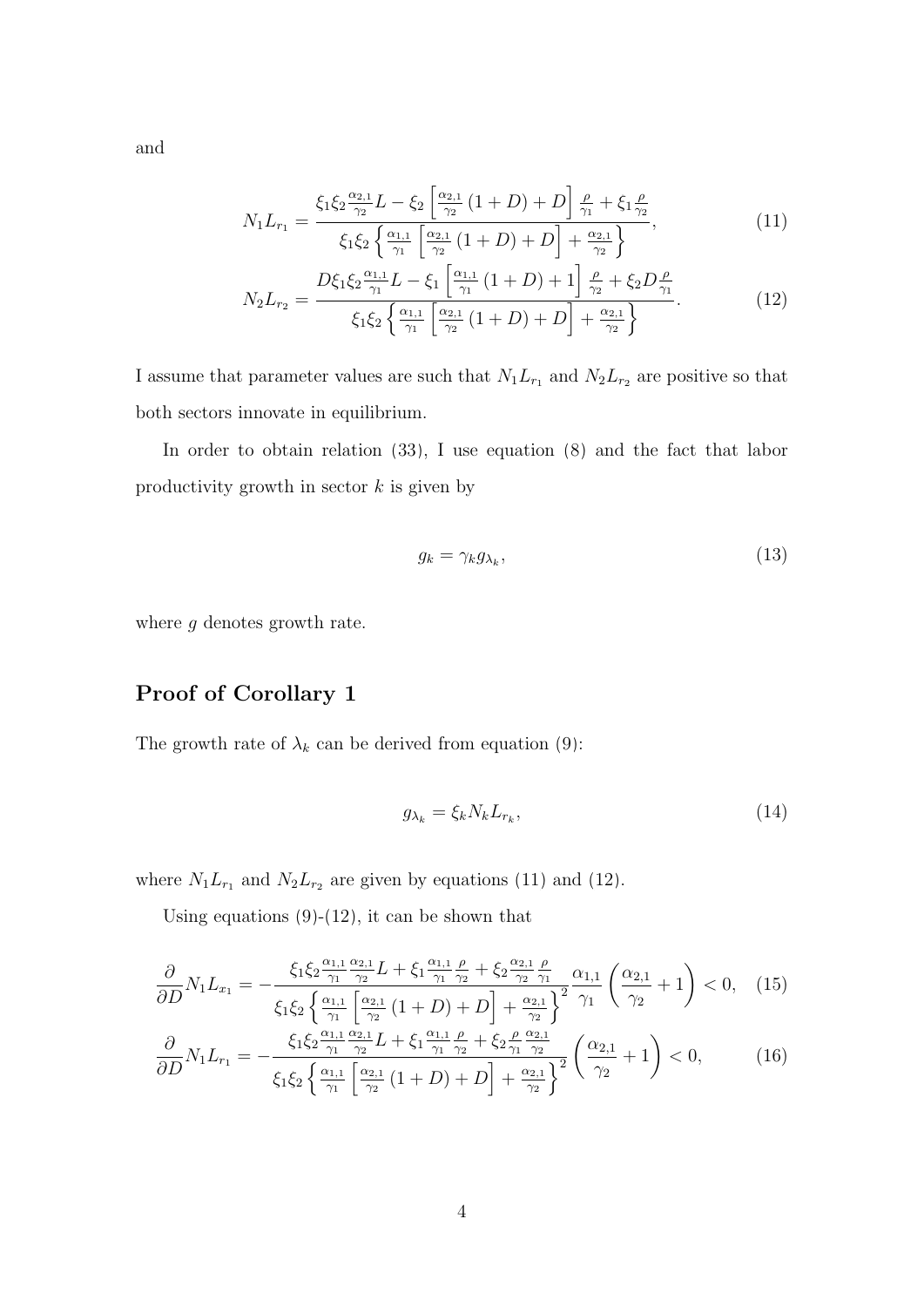and

$$N_1 L_{r_1} = \frac{\xi_1 \xi_2 \frac{\alpha_{2,1}}{\gamma_2} L - \xi_2 \left[ \frac{\alpha_{2,1}}{\gamma_2} (1+D) + D \right] \frac{\rho}{\gamma_1} + \xi_1 \frac{\rho}{\gamma_2}}{\xi_1 \xi_2 \left\{ \frac{\alpha_{1,1}}{\gamma_1} \left[ \frac{\alpha_{2,1}}{\gamma_2} (1+D) + D \right] + \frac{\alpha_{2,1}}{\gamma_2} \right\}}, \tag{11}$$

$$N_2 L_{r_2} = \frac{D \xi_1 \xi_2 \frac{\alpha_{1,1}}{\gamma_1} L - \xi_1 \left[ \frac{\alpha_{1,1}}{\gamma_1} (1+D) + 1 \right] \frac{\rho}{\gamma_2} + \xi_2 D \frac{\rho}{\gamma_1}}{\xi_1 \xi_2 \left\{ \frac{\alpha_{1,1}}{\gamma_1} \left[ \frac{\alpha_{2,1}}{\gamma_2} (1+D) + D \right] + \frac{\alpha_{2,1}}{\gamma_2} \right\}}. \tag{12}$$

I assume that parameter values are such that $N_1 L_{r_1}$ and $N_2 L_{r_2}$ are positive so that both sectors innovate in equilibrium.

In order to obtain relation (33), I use equation (8) and the fact that labor productivity growth in sector $k$ is given by

$$g_k = \gamma_k g_{\lambda_k}, \tag{13}$$

where $g$ denotes growth rate.

## Proof of Corollary 1

The growth rate of $\lambda_k$ can be derived from equation (9):

$$g_{\lambda_k} = \xi_k N_k L_{r_k}, \tag{14}$$

where $N_1 L_{r_1}$ and $N_2 L_{r_2}$ are given by equations (11) and (12).

Using equations (9)-(12), it can be shown that

$$\frac{\partial}{\partial D} N_1 L_{x_1} = - \frac{\xi_1 \xi_2 \frac{\alpha_{1,1}}{\gamma_1} \frac{\alpha_{2,1}}{\gamma_2} L + \xi_1 \frac{\alpha_{1,1}}{\gamma_1} \frac{\rho}{\gamma_2} + \xi_2 \frac{\alpha_{2,1}}{\gamma_2} \frac{\rho}{\gamma_1}}{\xi_1 \xi_2 \left\{ \frac{\alpha_{1,1}}{\gamma_1} \left[ \frac{\alpha_{2,1}}{\gamma_2} (1+D) + D \right] + \frac{\alpha_{2,1}}{\gamma_2} \right\}^2} \frac{\alpha_{1,1}}{\gamma_1} \left( \frac{\alpha_{2,1}}{\gamma_2} + 1 \right) < 0, \tag{15}$$

$$\frac{\partial}{\partial D} N_1 L_{r_1} = - \frac{\xi_1 \xi_2 \frac{\alpha_{1,1}}{\gamma_1} \frac{\alpha_{2,1}}{\gamma_2} L + \xi_1 \frac{\alpha_{1,1}}{\gamma_1} \frac{\rho}{\gamma_2} + \xi_2 \frac{\rho}{\gamma_1} \frac{\alpha_{2,1}}{\gamma_2}}{\xi_1 \xi_2 \left\{ \frac{\alpha_{1,1}}{\gamma_1} \left[ \frac{\alpha_{2,1}}{\gamma_2} (1+D) + D \right] + \frac{\alpha_{2,1}}{\gamma_2} \right\}^2} \left( \frac{\alpha_{2,1}}{\gamma_2} + 1 \right) < 0, \tag{16}$$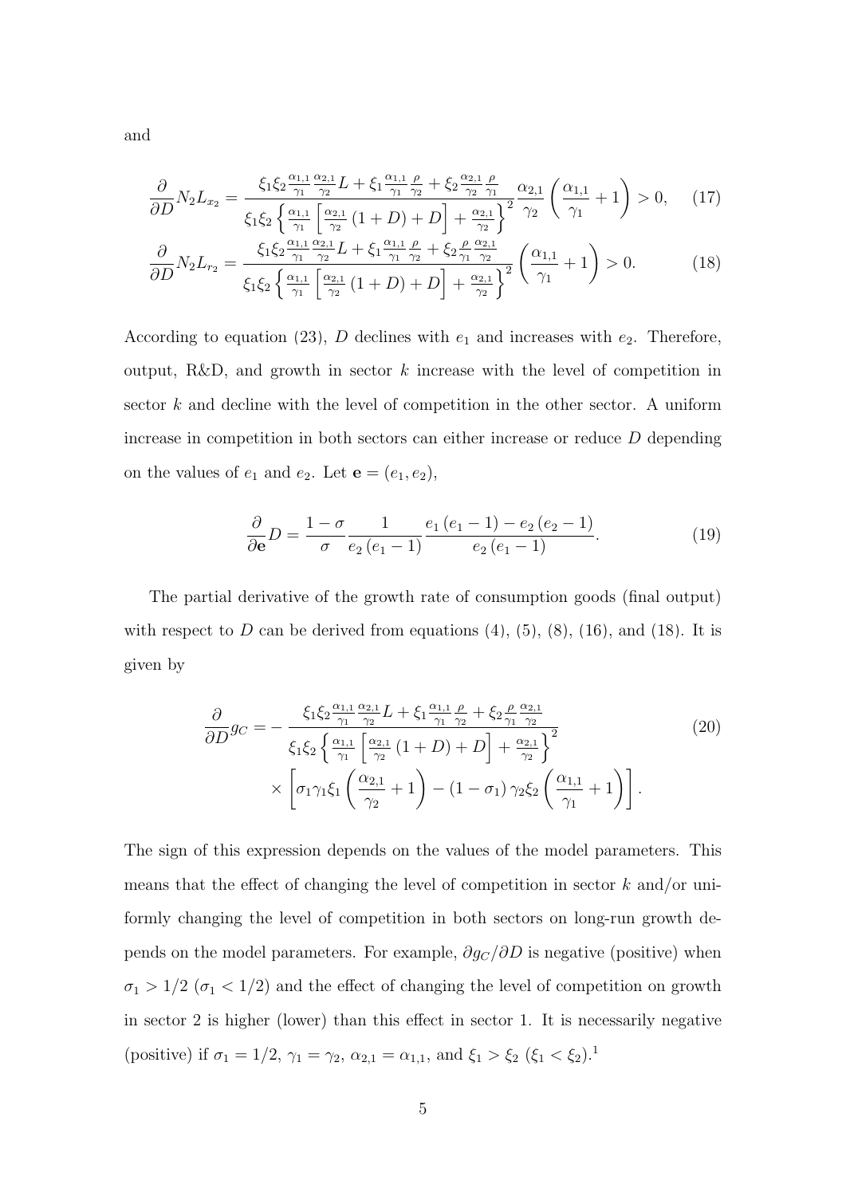and

$$\frac{\partial}{\partial D} N_2 L_{x_2} = \frac{\xi_1 \xi_2 \frac{\alpha_{1,1}}{\gamma_1} \frac{\alpha_{2,1}}{\gamma_2} L + \xi_1 \frac{\alpha_{1,1}}{\gamma_1} \frac{\rho}{\gamma_2} + \xi_2 \frac{\alpha_{2,1}}{\gamma_2} \frac{\rho}{\gamma_1}}{\xi_1 \xi_2 \left\{ \frac{\alpha_{1,1}}{\gamma_1} \left[ \frac{\alpha_{2,1}}{\gamma_2} (1+D) + D \right] + \frac{\alpha_{2,1}}{\gamma_2} \right\}^2} \frac{\alpha_{2,1}}{\gamma_2} \left( \frac{\alpha_{1,1}}{\gamma_1} + 1 \right) > 0, \tag{17}$$

$$\frac{\partial}{\partial D} N_2 L_{r_2} = \frac{\xi_1 \xi_2 \frac{\alpha_{1,1}}{\gamma_1} \frac{\alpha_{2,1}}{\gamma_2} L + \xi_1 \frac{\alpha_{1,1}}{\gamma_1} \frac{\rho}{\gamma_2} + \xi_2 \frac{\rho}{\gamma_1} \frac{\alpha_{2,1}}{\gamma_2}}{\xi_1 \xi_2 \left\{ \frac{\alpha_{1,1}}{\gamma_1} \left[ \frac{\alpha_{2,1}}{\gamma_2} (1+D) + D \right] + \frac{\alpha_{2,1}}{\gamma_2} \right\}^2} \left( \frac{\alpha_{1,1}}{\gamma_1} + 1 \right) > 0. \tag{18}$$

According to equation (23), $D$ declines with $e_1$ and increases with $e_2$. Therefore, output, R&D, and growth in sector $k$ increase with the level of competition in sector $k$ and decline with the level of competition in the other sector. A uniform increase in competition in both sectors can either increase or reduce $D$ depending on the values of $e_1$ and $e_2$. Let $\mathbf{e} = (e_1, e_2)$,

$$\frac{\partial}{\partial \mathbf{e}} D = \frac{1-\sigma}{\sigma} \frac{1}{e_2 (e_1 - 1)} \frac{e_1 (e_1 - 1) - e_2 (e_2 - 1)}{e_2 (e_1 - 1)}. \tag{19}$$

The partial derivative of the growth rate of consumption goods (final output) with respect to $D$ can be derived from equations (4), (5), (8), (16), and (18). It is given by

$$\begin{aligned} \frac{\partial}{\partial D} g_C = &- \frac{\xi_1 \xi_2 \frac{\alpha_{1,1}}{\gamma_1} \frac{\alpha_{2,1}}{\gamma_2} L + \xi_1 \frac{\alpha_{1,1}}{\gamma_1} \frac{\rho}{\gamma_2} + \xi_2 \frac{\rho}{\gamma_1} \frac{\alpha_{2,1}}{\gamma_2}}{\xi_1 \xi_2 \left\{ \frac{\alpha_{1,1}}{\gamma_1} \left[ \frac{\alpha_{2,1}}{\gamma_2} (1+D) + D \right] + \frac{\alpha_{2,1}}{\gamma_2} \right\}^2} \\ &\times \left[ \sigma_1 \gamma_1 \xi_1 \left( \frac{\alpha_{2,1}}{\gamma_2} + 1 \right) - (1 - \sigma_1) \gamma_2 \xi_2 \left( \frac{\alpha_{1,1}}{\gamma_1} + 1 \right) \right]. \end{aligned} \tag{20}$$

The sign of this expression depends on the values of the model parameters. This means that the effect of changing the level of competition in sector $k$ and/or uniformly changing the level of competition in both sectors on long-run growth depends on the model parameters. For example, $\partial g_C / \partial D$ is negative (positive) when $\sigma_1 > 1/2$ ($\sigma_1 < 1/2$) and the effect of changing the level of competition on growth in sector 2 is higher (lower) than this effect in sector 1. It is necessarily negative (positive) if $\sigma_1 = 1/2$, $\gamma_1 = \gamma_2$, $\alpha_{2,1} = \alpha_{1,1}$, and $\xi_1 > \xi_2$ ($\xi_1 < \xi_2$).[1]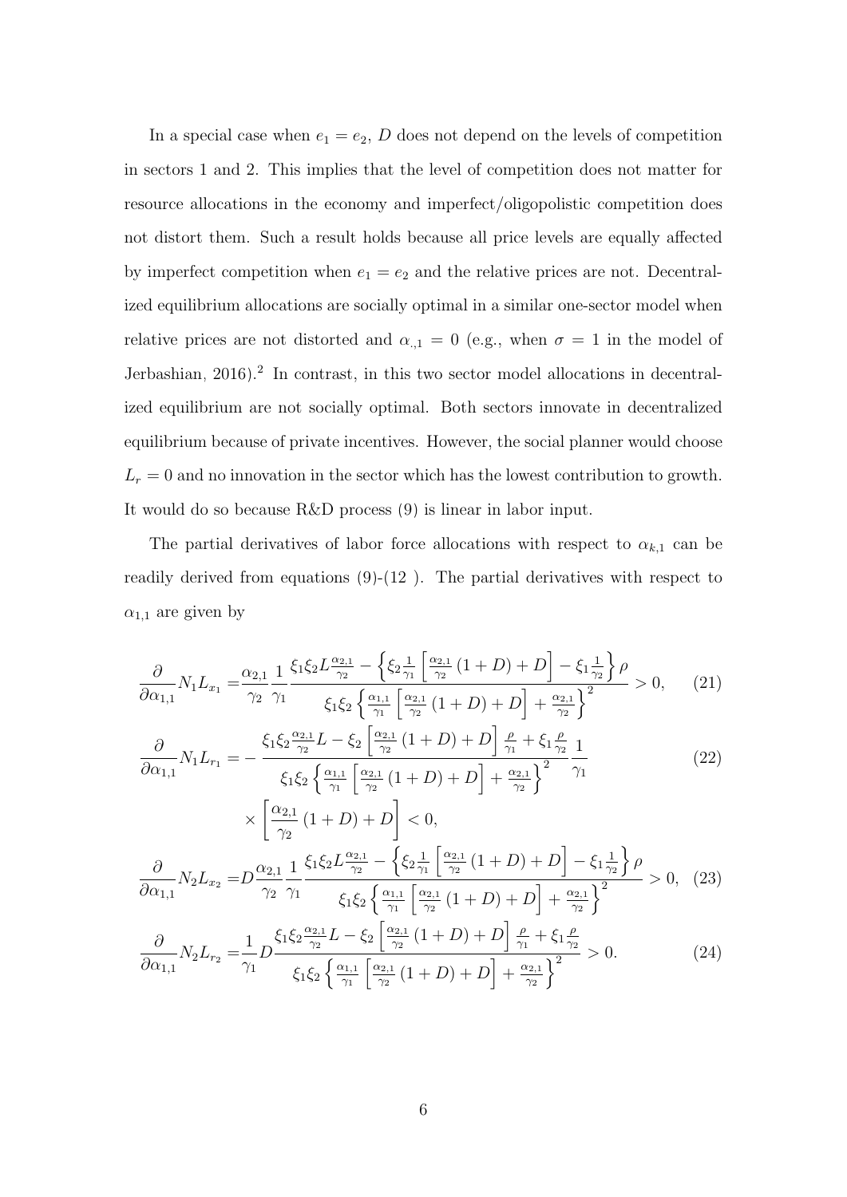In a special case when $e_1 = e_2$, $D$ does not depend on the levels of competition in sectors 1 and 2. This implies that the level of competition does not matter for resource allocations in the economy and imperfect/oligopolistic competition does not distort them. Such a result holds because all price levels are equally affected by imperfect competition when $e_1 = e_2$ and the relative prices are not. Decentralized equilibrium allocations are socially optimal in a similar one-sector model when relative prices are not distorted and $\alpha_{\cdot,1} = 0$ (e.g., when $\sigma = 1$ in the model of Jerbashian, 2016).[2] In contrast, in this two sector model allocations in decentralized equilibrium are not socially optimal. Both sectors innovate in decentralized equilibrium because of private incentives. However, the social planner would choose $L_r = 0$ and no innovation in the sector which has the lowest contribution to growth. It would do so because R&D process (9) is linear in labor input.

The partial derivatives of labor force allocations with respect to $\alpha_{k,1}$ can be readily derived from equations (9)-(12 ). The partial derivatives with respect to $\alpha_{1,1}$ are given by

$$\frac{\partial}{\partial \alpha_{1,1}} N_1 L_{x_1} = \frac{\alpha_{2,1}}{\gamma_2} \frac{1}{\gamma_1} \frac{\xi_1 \xi_2 L \frac{\alpha_{2,1}}{\gamma_2} - \left\{ \xi_2 \frac{1}{\gamma_1} \left[ \frac{\alpha_{2,1}}{\gamma_2} (1 + D) + D \right] - \xi_1 \frac{1}{\gamma_2} \right\} \rho}{\xi_1 \xi_2 \left\{ \frac{\alpha_{1,1}}{\gamma_1} \left[ \frac{\alpha_{2,1}}{\gamma_2} (1 + D) + D \right] + \frac{\alpha_{2,1}}{\gamma_2} \right\}^2} > 0, \tag{21}$$

$$\begin{aligned} \frac{\partial}{\partial \alpha_{1,1}} N_1 L_{r_1} = & - \frac{\xi_1 \xi_2 \frac{\alpha_{2,1}}{\gamma_2} L - \xi_2 \left[ \frac{\alpha_{2,1}}{\gamma_2} (1 + D) + D \right] \frac{\rho}{\gamma_1} + \xi_1 \frac{\rho}{\gamma_2}}{\xi_1 \xi_2 \left\{ \frac{\alpha_{1,1}}{\gamma_1} \left[ \frac{\alpha_{2,1}}{\gamma_2} (1 + D) + D \right] + \frac{\alpha_{2,1}}{\gamma_2} \right\}^2} \frac{1}{\gamma_1} \\ & \times \left[ \frac{\alpha_{2,1}}{\gamma_2} (1 + D) + D \right] < 0, \end{aligned} \tag{22}$$

$$\frac{\partial}{\partial \alpha_{1,1}} N_2 L_{x_2} = D \frac{\alpha_{2,1}}{\gamma_2} \frac{1}{\gamma_1} \frac{\xi_1 \xi_2 L \frac{\alpha_{2,1}}{\gamma_2} - \left\{ \xi_2 \frac{1}{\gamma_1} \left[ \frac{\alpha_{2,1}}{\gamma_2} (1 + D) + D \right] - \xi_1 \frac{1}{\gamma_2} \right\} \rho}{\xi_1 \xi_2 \left\{ \frac{\alpha_{1,1}}{\gamma_1} \left[ \frac{\alpha_{2,1}}{\gamma_2} (1 + D) + D \right] + \frac{\alpha_{2,1}}{\gamma_2} \right\}^2} > 0, \tag{23}$$

$$\frac{\partial}{\partial \alpha_{1,1}} N_2 L_{r_2} = \frac{1}{\gamma_1} D \frac{\xi_1 \xi_2 \frac{\alpha_{2,1}}{\gamma_2} L - \xi_2 \left[ \frac{\alpha_{2,1}}{\gamma_2} (1 + D) + D \right] \frac{\rho}{\gamma_1} + \xi_1 \frac{\rho}{\gamma_2}}{\xi_1 \xi_2 \left\{ \frac{\alpha_{1,1}}{\gamma_1} \left[ \frac{\alpha_{2,1}}{\gamma_2} (1 + D) + D \right] + \frac{\alpha_{2,1}}{\gamma_2} \right\}^2} > 0. \tag{24}$$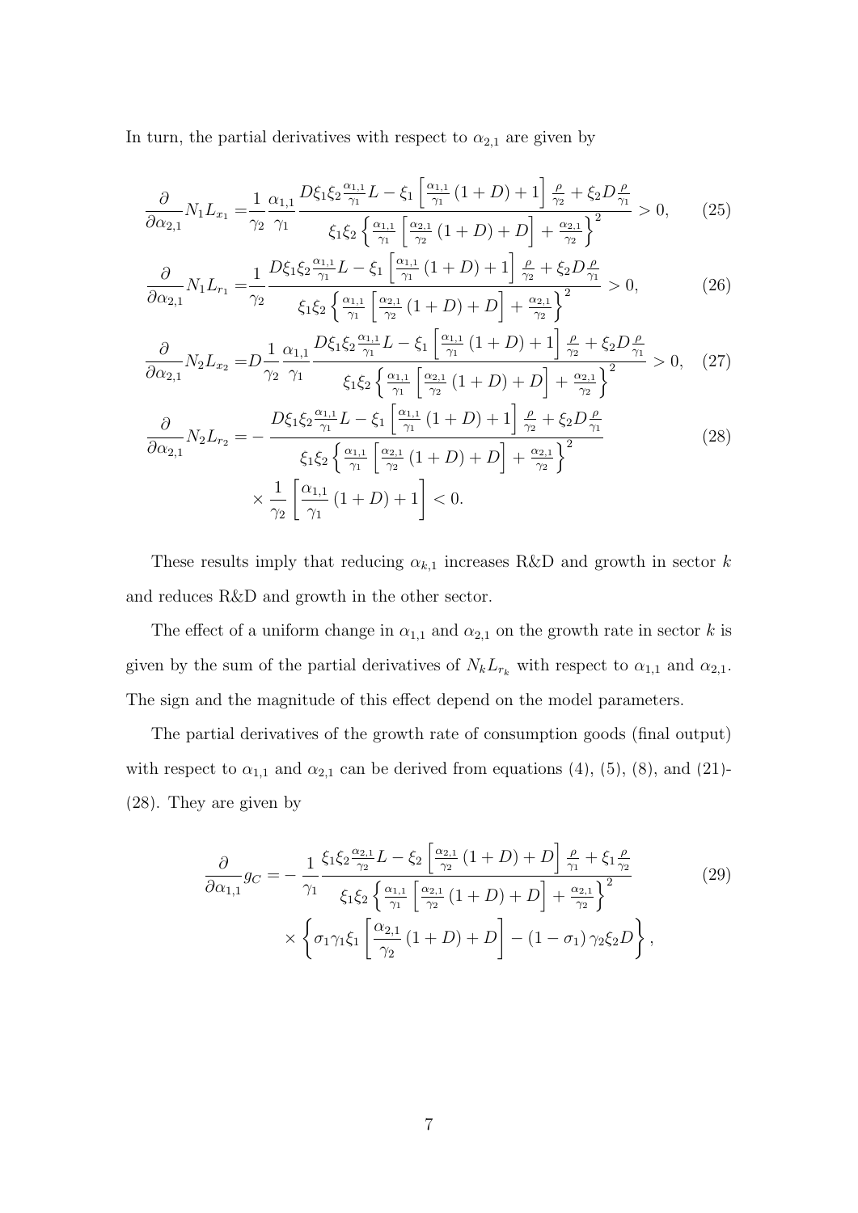In turn, the partial derivatives with respect to $\alpha_{2,1}$ are given by

$$
\frac{\partial}{\partial \alpha_{2,1}} N_1 L_{x_1} = \frac{1}{\gamma_2} \frac{\alpha_{1,1}}{\gamma_1} \frac{D \xi_1 \xi_2 \frac{\alpha_{1,1}}{\gamma_1} L - \xi_1 \left[ \frac{\alpha_{1,1}}{\gamma_1} (1+D) + 1 \right] \frac{\rho}{\gamma_2} + \xi_2 D \frac{\rho}{\gamma_1}}{\xi_1 \xi_2 \left\{ \frac{\alpha_{1,1}}{\gamma_1} \left[ \frac{\alpha_{2,1}}{\gamma_2} (1+D) + D \right] + \frac{\alpha_{2,1}}{\gamma_2} \right\}^2} > 0, \tag{25}
$$

$$
\frac{\partial}{\partial \alpha_{2,1}} N_1 L_{r_1} = \frac{1}{\gamma_2} \frac{D \xi_1 \xi_2 \frac{\alpha_{1,1}}{\gamma_1} L - \xi_1 \left[ \frac{\alpha_{1,1}}{\gamma_1} (1+D) + 1 \right] \frac{\rho}{\gamma_2} + \xi_2 D \frac{\rho}{\gamma_1}}{\xi_1 \xi_2 \left\{ \frac{\alpha_{1,1}}{\gamma_1} \left[ \frac{\alpha_{2,1}}{\gamma_2} (1+D) + D \right] + \frac{\alpha_{2,1}}{\gamma_2} \right\}^2} > 0, \tag{26}
$$

$$
\frac{\partial}{\partial \alpha_{2,1}} N_2 L_{x_2} = D \frac{1}{\gamma_2} \frac{\alpha_{1,1}}{\gamma_1} \frac{D \xi_1 \xi_2 \frac{\alpha_{1,1}}{\gamma_1} L - \xi_1 \left[ \frac{\alpha_{1,1}}{\gamma_1} (1+D) + 1 \right] \frac{\rho}{\gamma_2} + \xi_2 D \frac{\rho}{\gamma_1}}{\xi_1 \xi_2 \left\{ \frac{\alpha_{1,1}}{\gamma_1} \left[ \frac{\alpha_{2,1}}{\gamma_2} (1+D) + D \right] + \frac{\alpha_{2,1}}{\gamma_2} \right\}^2} > 0, \tag{27}
$$

$$
\begin{aligned}
\frac{\partial}{\partial \alpha_{2,1}} N_2 L_{r_2} = & - \frac{D \xi_1 \xi_2 \frac{\alpha_{1,1}}{\gamma_1} L - \xi_1 \left[ \frac{\alpha_{1,1}}{\gamma_1} (1+D) + 1 \right] \frac{\rho}{\gamma_2} + \xi_2 D \frac{\rho}{\gamma_1}}{\xi_1 \xi_2 \left\{ \frac{\alpha_{1,1}}{\gamma_1} \left[ \frac{\alpha_{2,1}}{\gamma_2} (1+D) + D \right] + \frac{\alpha_{2,1}}{\gamma_2} \right\}^2} \\
& \times \frac{1}{\gamma_2} \left[ \frac{\alpha_{1,1}}{\gamma_1} (1+D) + 1 \right] < 0.
\end{aligned} \tag{28}
$$

These results imply that reducing $\alpha_{k,1}$ increases R&D and growth in sector $k$ and reduces R&D and growth in the other sector.

The effect of a uniform change in $\alpha_{1,1}$ and $\alpha_{2,1}$ on the growth rate in sector $k$ is given by the sum of the partial derivatives of $N_k L_{r_k}$ with respect to $\alpha_{1,1}$ and $\alpha_{2,1}$. The sign and the magnitude of this effect depend on the model parameters.

The partial derivatives of the growth rate of consumption goods (final output) with respect to $\alpha_{1,1}$ and $\alpha_{2,1}$ can be derived from equations (4), (5), (8), and (21)-(28). They are given by

$$
\begin{aligned}
\frac{\partial}{\partial \alpha_{1,1}} g_C = & - \frac{1}{\gamma_1} \frac{\xi_1 \xi_2 \frac{\alpha_{2,1}}{\gamma_2} L - \xi_2 \left[ \frac{\alpha_{2,1}}{\gamma_2} (1+D) + D \right] \frac{\rho}{\gamma_1} + \xi_1 \frac{\rho}{\gamma_2}}{\xi_1 \xi_2 \left\{ \frac{\alpha_{1,1}}{\gamma_1} \left[ \frac{\alpha_{2,1}}{\gamma_2} (1+D) + D \right] + \frac{\alpha_{2,1}}{\gamma_2} \right\}^2} \\
& \times \left\{ \sigma_1 \gamma_1 \xi_1 \left[ \frac{\alpha_{2,1}}{\gamma_2} (1+D) + D \right] - (1 - \sigma_1) \gamma_2 \xi_2 D \right\},
\end{aligned} \tag{29}
$$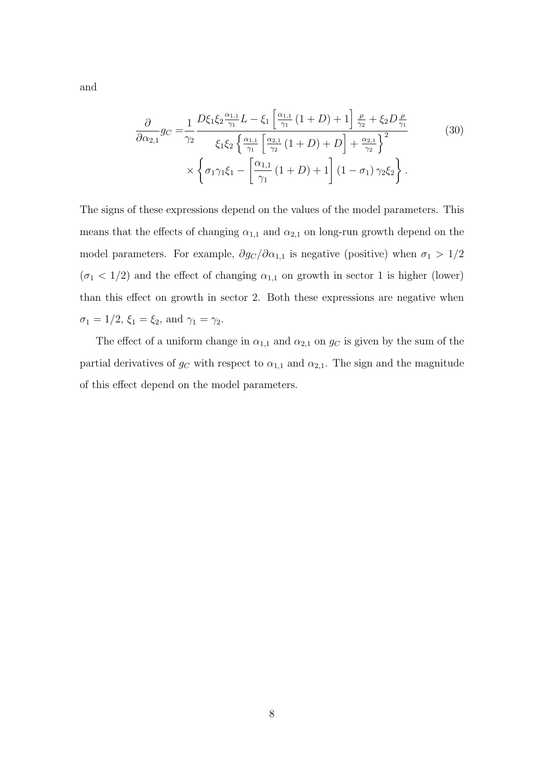and

$$
\begin{aligned}
\frac{\partial}{\partial \alpha_{2,1}} g_C = & \frac{1}{\gamma_2} \frac{D \xi_1 \xi_2 \frac{\alpha_{1,1}}{\gamma_1} L - \xi_1 \left[ \frac{\alpha_{1,1}}{\gamma_1} (1 + D) + 1 \right] \frac{\rho}{\gamma_2} + \xi_2 D \frac{\rho}{\gamma_1}}{\xi_1 \xi_2 \left\{ \frac{\alpha_{1,1}}{\gamma_1} \left[ \frac{\alpha_{2,1}}{\gamma_2} (1 + D) + D \right] + \frac{\alpha_{2,1}}{\gamma_2} \right\}^2} \\
& \times \left\{ \sigma_1 \gamma_1 \xi_1 - \left[ \frac{\alpha_{1,1}}{\gamma_1} (1 + D) + 1 \right] (1 - \sigma_1) \gamma_2 \xi_2 \right\}.
\end{aligned} \tag{30}
$$

The signs of these expressions depend on the values of the model parameters. This means that the effects of changing $\alpha_{1,1}$ and $\alpha_{2,1}$ on long-run growth depend on the model parameters. For example, $\partial g_C / \partial \alpha_{1,1}$ is negative (positive) when $\sigma_1 > 1/2$ ($\sigma_1 < 1/2$) and the effect of changing $\alpha_{1,1}$ on growth in sector 1 is higher (lower) than this effect on growth in sector 2. Both these expressions are negative when $\sigma_1 = 1/2$, $\xi_1 = \xi_2$, and $\gamma_1 = \gamma_2$.

The effect of a uniform change in $\alpha_{1,1}$ and $\alpha_{2,1}$ on $g_C$ is given by the sum of the partial derivatives of $g_C$ with respect to $\alpha_{1,1}$ and $\alpha_{2,1}$. The sign and the magnitude of this effect depend on the model parameters.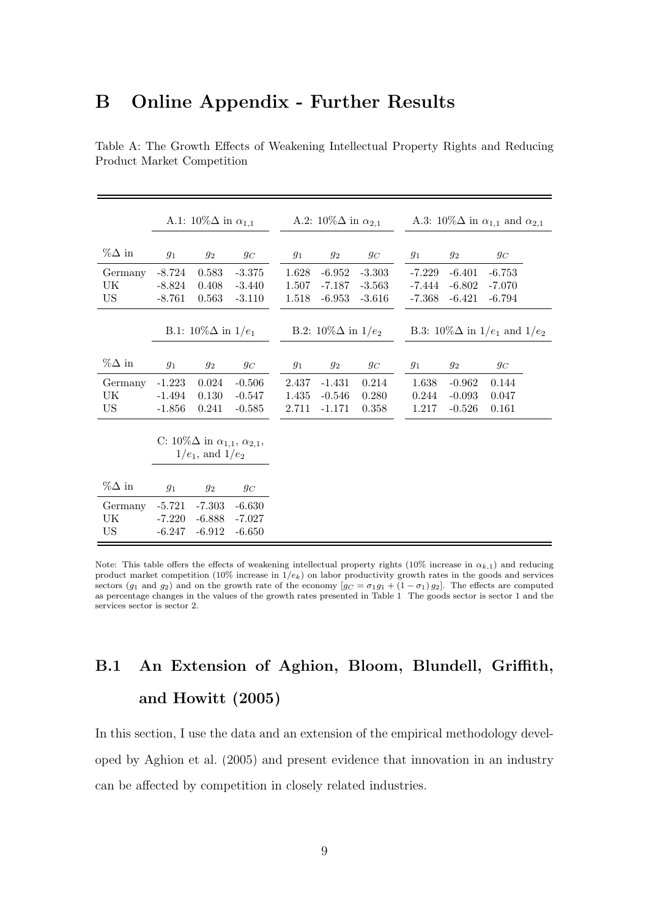# B Online Appendix - Further Results

Table A: The Growth Effects of Weakening Intellectual Property Rights and Reducing Product Market Competition

| | A.1: 10%$\Delta$ in $\alpha_{1,1}$ | | | A.2: 10%$\Delta$ in $\alpha_{2,1}$ | | | A.3: 10%$\Delta$ in $\alpha_{1,1}$ and $\alpha_{2,1}$ | | |
|---|---|---|---|---|---|---|---|---|---|
| %$\Delta$ in | $g_1$ | $g_2$ | $g_C$ | $g_1$ | $g_2$ | $g_C$ | $g_1$ | $g_2$ | $g_C$ |
| Germany | -8.724 | 0.583 | -3.375 | 1.628 | -6.952 | -3.303 | -7.229 | -6.401 | -6.753 |
| UK | -8.824 | 0.408 | -3.440 | 1.507 | -7.187 | -3.563 | -7.444 | -6.802 | -7.070 |
| US | -8.761 | 0.563 | -3.110 | 1.518 | -6.953 | -3.616 | -7.368 | -6.421 | -6.794 |
| | B.1: 10%$\Delta$ in $1/e_1$ | | | B.2: 10%$\Delta$ in $1/e_2$ | | | B.3: 10%$\Delta$ in $1/e_1$ and $1/e_2$ | | |
| %$\Delta$ in | $g_1$ | $g_2$ | $g_C$ | $g_1$ | $g_2$ | $g_C$ | $g_1$ | $g_2$ | $g_C$ |
| Germany | -1.223 | 0.024 | -0.506 | 2.437 | -1.431 | 0.214 | 1.638 | -0.962 | 0.144 |
| UK | -1.494 | 0.130 | -0.547 | 1.435 | -0.546 | 0.280 | 0.244 | -0.093 | 0.047 |
| US | -1.856 | 0.241 | -0.585 | 2.711 | -1.171 | 0.358 | 1.217 | -0.526 | 0.161 |
| | C: 10%$\Delta$ in $\alpha_{1,1}$, $\alpha_{2,1}$, $1/e_1$, and $1/e_2$ | | | | | | | | |
| %$\Delta$ in | $g_1$ | $g_2$ | $g_C$ | | | | | | |
| Germany | -5.721 | -7.303 | -6.630 | | | | | | |
| UK | -7.220 | -6.888 | -7.027 | | | | | | |
| US | -6.247 | -6.912 | -6.650 | | | | | | |

Note: This table offers the effects of weakening intellectual property rights (10% increase in $\alpha_{k,1}$) and reducing product market competition (10% increase in $1/e_k$) on labor productivity growth rates in the goods and services sectors ($g_1$ and $g_2$) and on the growth rate of the economy [$g_C = \sigma_1 g_1 + (1 - \sigma_1) g_2$]. The effects are computed as percentage changes in the values of the growth rates presented in Table 1 The goods sector is sector 1 and the services sector is sector 2.

## B.1 An Extension of Aghion, Bloom, Blundell, Griffith, and Howitt (2005)

In this section, I use the data and an extension of the empirical methodology developed by Aghion et al. (2005) and present evidence that innovation in an industry can be affected by competition in closely related industries.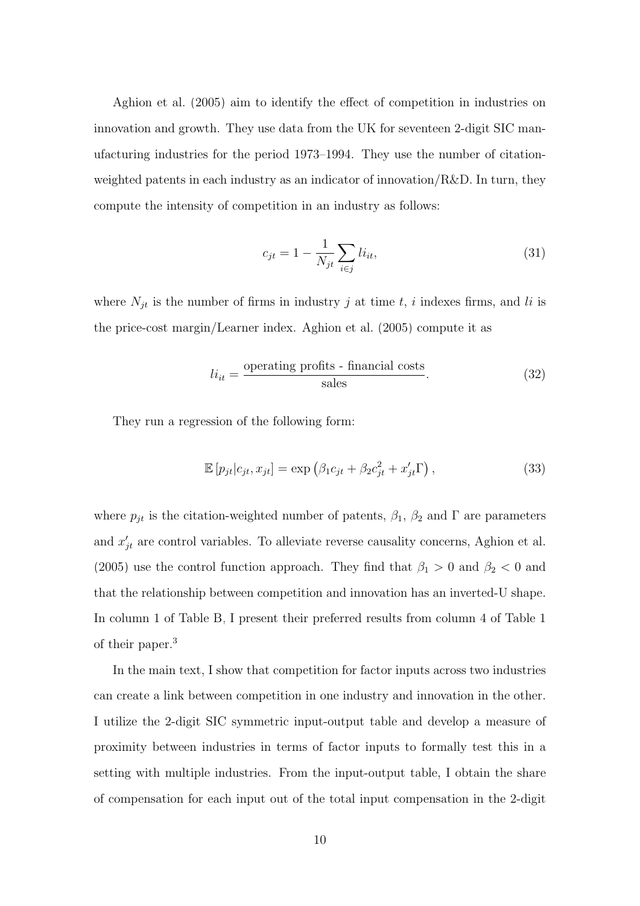Aghion et al. (2005) aim to identify the effect of competition in industries on innovation and growth. They use data from the UK for seventeen 2-digit SIC manufacturing industries for the period 1973–1994. They use the number of citation-weighted patents in each industry as an indicator of innovation/R&D. In turn, they compute the intensity of competition in an industry as follows:

$$c_{jt} = 1 - \frac{1}{N_{jt}} \sum_{i \in j} li_{it}, \tag{31}$$

where $N_{jt}$ is the number of firms in industry $j$ at time $t$, $i$ indexes firms, and $li$ is the price-cost margin/Learner index. Aghion et al. (2005) compute it as

$$li_{it} = \frac{\text{operating profits - financial costs}}{\text{sales}}. \tag{32}$$

They run a regression of the following form:

$$\mathbb{E}\left[p_{jt} | c_{jt}, x_{jt}\right] = \exp\left(\beta_1 c_{jt} + \beta_2 c_{jt}^2 + x_{jt}' \Gamma\right), \tag{33}$$

where $p_{jt}$ is the citation-weighted number of patents, $\beta_1$, $\beta_2$ and $\Gamma$ are parameters and $x_{jt}'$ are control variables. To alleviate reverse causality concerns, Aghion et al. (2005) use the control function approach. They find that $\beta_1 > 0$ and $\beta_2 < 0$ and that the relationship between competition and innovation has an inverted-U shape. In column 1 of Table B, I present their preferred results from column 4 of Table 1 of their paper.[3]

In the main text, I show that competition for factor inputs across two industries can create a link between competition in one industry and innovation in the other. I utilize the 2-digit SIC symmetric input-output table and develop a measure of proximity between industries in terms of factor inputs to formally test this in a setting with multiple industries. From the input-output table, I obtain the share of compensation for each input out of the total input compensation in the 2-digit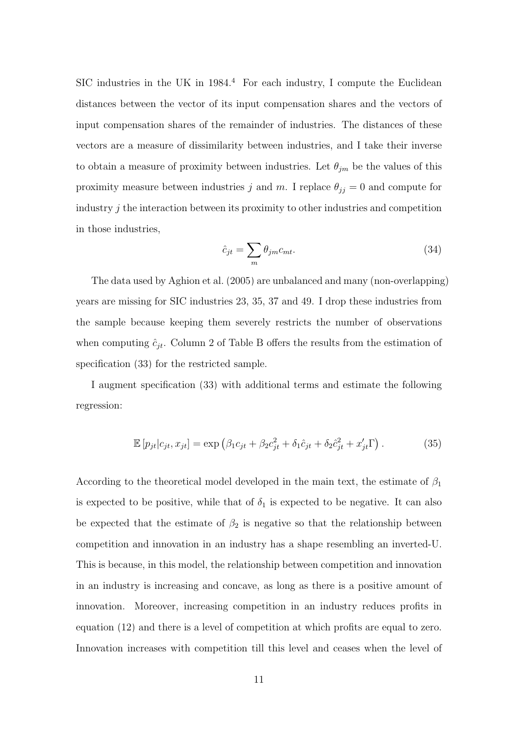SIC industries in the UK in 1984.[4] For each industry, I compute the Euclidean distances between the vector of its input compensation shares and the vectors of input compensation shares of the remainder of industries. The distances of these vectors are a measure of dissimilarity between industries, and I take their inverse to obtain a measure of proximity between industries. Let $\theta_{jm}$ be the values of this proximity measure between industries $j$ and $m$. I replace $\theta_{jj} = 0$ and compute for industry $j$ the interaction between its proximity to other industries and competition in those industries,

$$\hat{c}_{jt} = \sum_{m} \theta_{jm} c_{mt}. \tag{34}$$

The data used by Aghion et al. (2005) are unbalanced and many (non-overlapping) years are missing for SIC industries 23, 35, 37 and 49. I drop these industries from the sample because keeping them severely restricts the number of observations when computing $\hat{c}_{jt}$. Column 2 of Table B offers the results from the estimation of specification (33) for the restricted sample.

I augment specification (33) with additional terms and estimate the following regression:

$$\mathbb{E}\left[p_{jt} | c_{jt}, x_{jt}\right] = \exp\left(\beta_1 c_{jt} + \beta_2 c_{jt}^2 + \delta_1 \hat{c}_{jt} + \delta_2 \hat{c}_{jt}^2 + x_{jt}' \Gamma\right). \tag{35}$$

According to the theoretical model developed in the main text, the estimate of $\beta_1$ is expected to be positive, while that of $\delta_1$ is expected to be negative. It can also be expected that the estimate of $\beta_2$ is negative so that the relationship between competition and innovation in an industry has a shape resembling an inverted-U. This is because, in this model, the relationship between competition and innovation in an industry is increasing and concave, as long as there is a positive amount of innovation. Moreover, increasing competition in an industry reduces profits in equation (12) and there is a level of competition at which profits are equal to zero. Innovation increases with competition till this level and ceases when the level of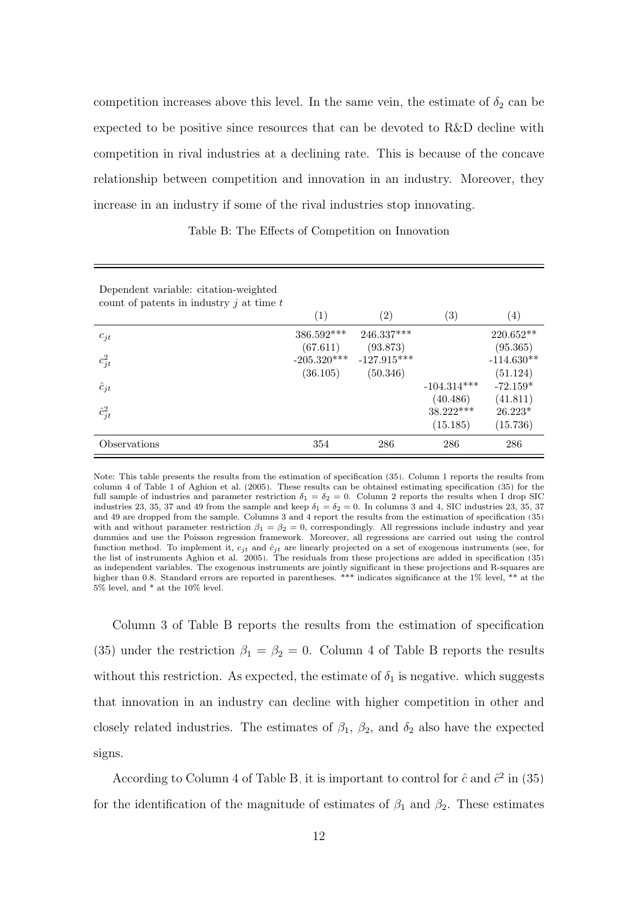competition increases above this level. In the same vein, the estimate of $\delta_2$ can be expected to be positive since resources that can be devoted to R&D decline with competition in rival industries at a declining rate. This is because of the concave relationship between competition and innovation in an industry. Moreover, they increase in an industry if some of the rival industries stop innovating.

Table B: The Effects of Competition on Innovation

| Dependent variable: citation-weighted count of patents in industry $j$ at time $t$ | (1) | (2) | (3) | (4) |
|---|---|---|---|---|
| $c_{jt}$ | 386.592*** | 246.337*** | | 220.652** |
| | (67.611) | (93.873) | | (95.365) |
| $c_{jt}^2$ | -205.320*** | -127.915*** | | -114.630** |
| | (36.105) | (50.346) | | (51.124) |
| $\hat{c}_{jt}$ | | | -104.314*** | -72.159* |
| | | | (40.486) | (41.811) |
| $\hat{c}_{jt}^2$ | | | 38.222*** | 26.223* |
| | | | (15.185) | (15.736) |
| Observations | 354 | 286 | 286 | 286 |

Note: This table presents the results from the estimation of specification (35). Column 1 reports the results from column 4 of Table 1 of Aghion et al. (2005). These results can be obtained estimating specification (35) for the full sample of industries and parameter restriction $\delta_1 = \delta_2 = 0$. Column 2 reports the results when I drop SIC industries 23, 35, 37 and 49 from the sample and keep $\delta_1 = \delta_2 = 0$. In columns 3 and 4, SIC industries 23, 35, 37 and 49 are dropped from the sample. Columns 3 and 4 report the results from the estimation of specification (35) with and without parameter restriction $\beta_1 = \beta_2 = 0$, correspondingly. All regressions include industry and year dummies and use the Poisson regression framework. Moreover, all regressions are carried out using the control function method. To implement it, $c_{jt}$ and $\hat{c}_{jt}$ are linearly projected on a set of exogenous instruments (see, for the list of instruments Aghion et al. 2005). The residuals from these projections are added in specification (35) as independent variables. The exogenous instruments are jointly significant in these projections and R-squares are higher than 0.8. Standard errors are reported in parentheses. *** indicates significance at the 1% level, ** at the 5% level, and * at the 10% level.

Column 3 of Table B reports the results from the estimation of specification (35) under the restriction $\beta_1 = \beta_2 = 0$. Column 4 of Table B reports the results without this restriction. As expected, the estimate of $\delta_1$ is negative. which suggests that innovation in an industry can decline with higher competition in other and closely related industries. The estimates of $\beta_1$, $\beta_2$, and $\delta_2$ also have the expected signs.

According to Column 4 of Table B, it is important to control for $\hat{c}$ and $\hat{c}^2$ in (35) for the identification of the magnitude of estimates of $\beta_1$ and $\beta_2$. These estimates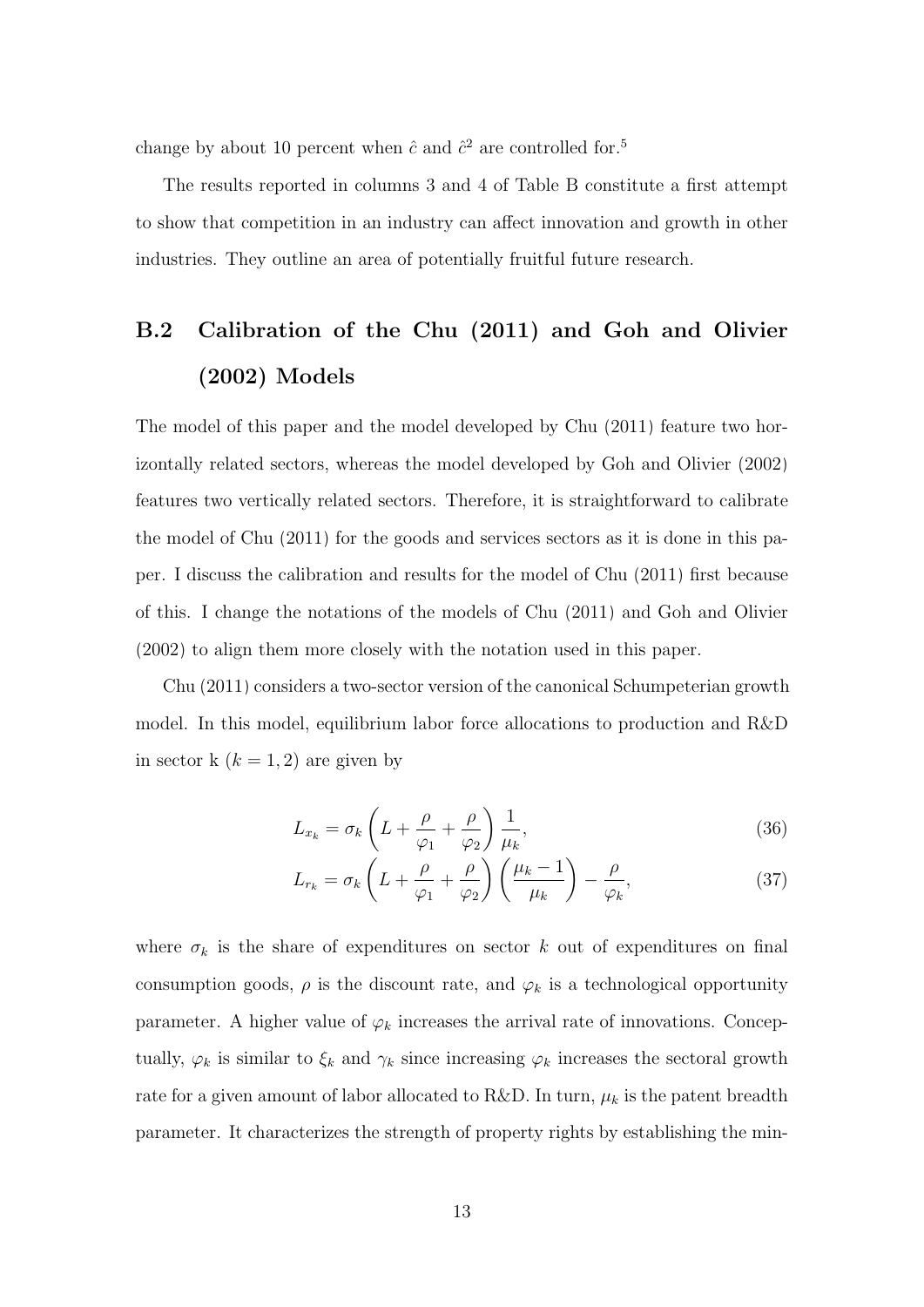change by about 10 percent when $\hat{c}$ and $\hat{c}^2$ are controlled for.[5]

The results reported in columns 3 and 4 of Table B constitute a first attempt to show that competition in an industry can affect innovation and growth in other industries. They outline an area of potentially fruitful future research.

## B.2 Calibration of the Chu (2011) and Goh and Olivier (2002) Models

The model of this paper and the model developed by Chu (2011) feature two horizontally related sectors, whereas the model developed by Goh and Olivier (2002) features two vertically related sectors. Therefore, it is straightforward to calibrate the model of Chu (2011) for the goods and services sectors as it is done in this paper. I discuss the calibration and results for the model of Chu (2011) first because of this. I change the notations of the models of Chu (2011) and Goh and Olivier (2002) to align them more closely with the notation used in this paper.

Chu (2011) considers a two-sector version of the canonical Schumpeterian growth model. In this model, equilibrium labor force allocations to production and R&D in sector k ($k = 1, 2$) are given by

$$L_{x_k} = \sigma_k \left( L + \frac{\rho}{\varphi_1} + \frac{\rho}{\varphi_2} \right) \frac{1}{\mu_k}, \tag{36}$$

$$L_{r_k} = \sigma_k \left( L + \frac{\rho}{\varphi_1} + \frac{\rho}{\varphi_2} \right) \left( \frac{\mu_k - 1}{\mu_k} \right) - \frac{\rho}{\varphi_k}, \tag{37}$$

where $\sigma_k$ is the share of expenditures on sector $k$ out of expenditures on final consumption goods, $\rho$ is the discount rate, and $\varphi_k$ is a technological opportunity parameter. A higher value of $\varphi_k$ increases the arrival rate of innovations. Conceptually, $\varphi_k$ is similar to $\xi_k$ and $\gamma_k$ since increasing $\varphi_k$ increases the sectoral growth rate for a given amount of labor allocated to R&D. In turn, $\mu_k$ is the patent breadth parameter. It characterizes the strength of property rights by establishing the min-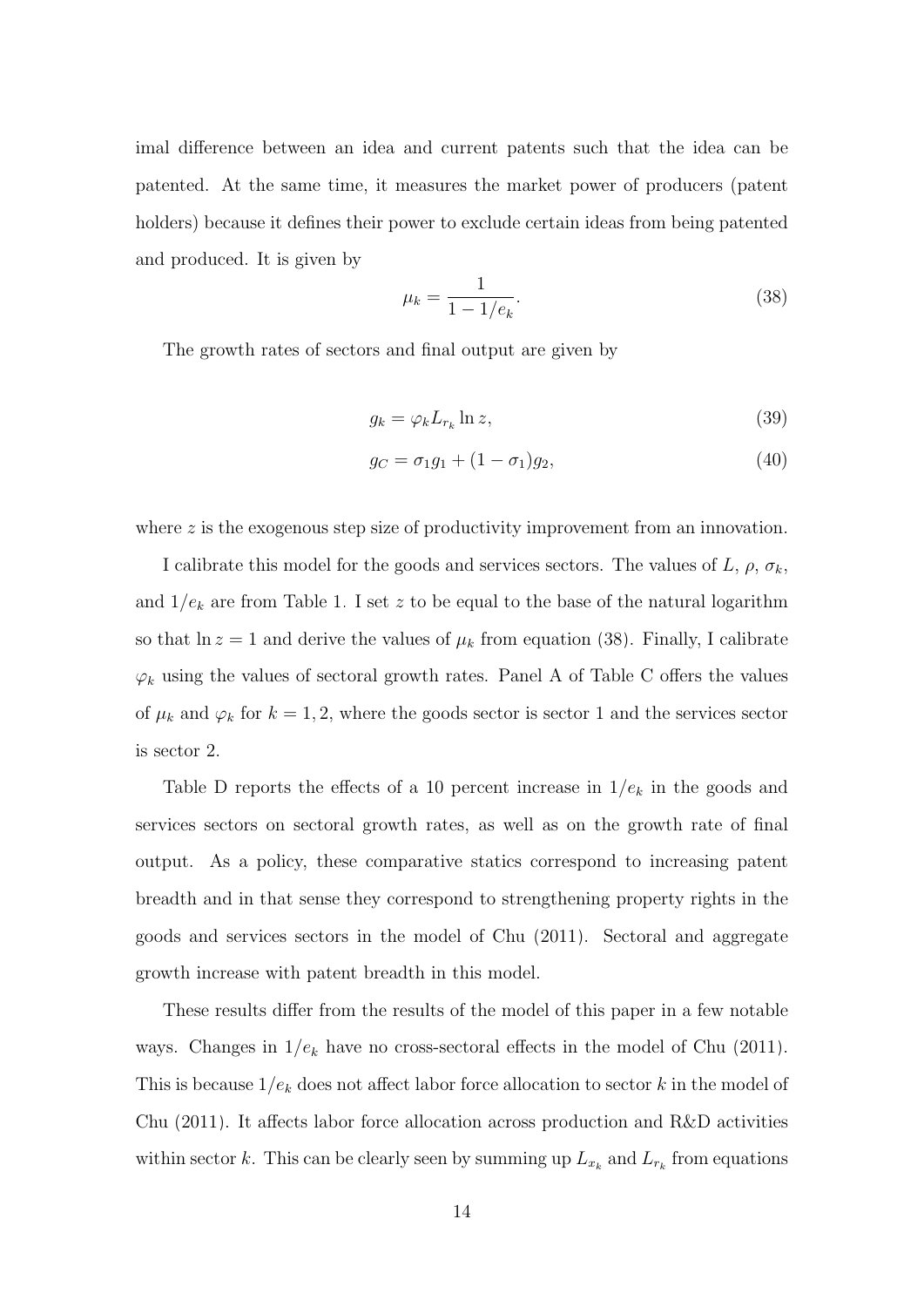imal difference between an idea and current patents such that the idea can be patented. At the same time, it measures the market power of producers (patent holders) because it defines their power to exclude certain ideas from being patented and produced. It is given by

$$\mu_k = \frac{1}{1 - 1/e_k}. \tag{38}$$

The growth rates of sectors and final output are given by

$$g_k = \varphi_k L_{r_k} \ln z, \tag{39}$$

$$g_C = \sigma_1 g_1 + (1 - \sigma_1) g_2, \tag{40}$$

where $z$ is the exogenous step size of productivity improvement from an innovation.

I calibrate this model for the goods and services sectors. The values of $L$, $\rho$, $\sigma_k$, and $1/e_k$ are from Table 1. I set $z$ to be equal to the base of the natural logarithm so that $\ln z = 1$ and derive the values of $\mu_k$ from equation (38). Finally, I calibrate $\varphi_k$ using the values of sectoral growth rates. Panel A of Table C offers the values of $\mu_k$ and $\varphi_k$ for $k = 1, 2$, where the goods sector is sector 1 and the services sector is sector 2.

Table D reports the effects of a 10 percent increase in $1/e_k$ in the goods and services sectors on sectoral growth rates, as well as on the growth rate of final output. As a policy, these comparative statics correspond to increasing patent breadth and in that sense they correspond to strengthening property rights in the goods and services sectors in the model of Chu (2011). Sectoral and aggregate growth increase with patent breadth in this model.

These results differ from the results of the model of this paper in a few notable ways. Changes in $1/e_k$ have no cross-sectoral effects in the model of Chu (2011). This is because $1/e_k$ does not affect labor force allocation to sector $k$ in the model of Chu (2011). It affects labor force allocation across production and R&D activities within sector $k$. This can be clearly seen by summing up $L_{x_k}$ and $L_{r_k}$ from equations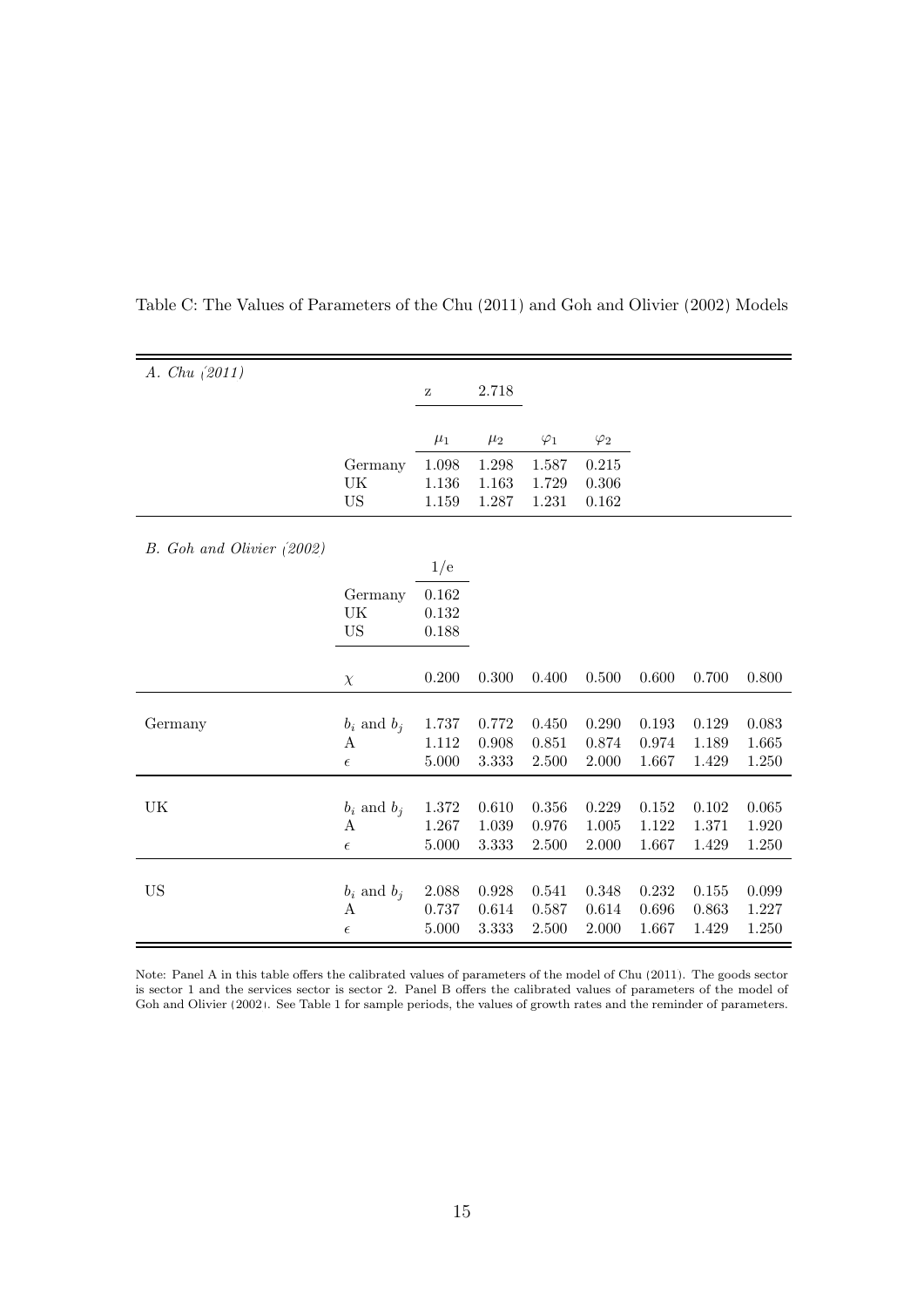Table C: The Values of Parameters of the Chu (2011) and Goh and Olivier (2002) Models

| *A. Chu (2011)* | | | | | | | | |
|---|---|---|---|---|---|---|---|---|
| | | z | 2.718 | | | | | |
| | | $\mu_1$ | $\mu_2$ | $\varphi_1$ | $\varphi_2$ | | | |
| | Germany | 1.098 | 1.298 | 1.587 | 0.215 | | | |
| | UK | 1.136 | 1.163 | 1.729 | 0.306 | | | |
| | US | 1.159 | 1.287 | 1.231 | 0.162 | | | |
| *B. Goh and Olivier (2002)* | | | | | | | | |
| | | 1/e | | | | | | |
| | Germany | 0.162 | | | | | | |
| | UK | 0.132 | | | | | | |
| | US | 0.188 | | | | | | |
| | $\chi$ | 0.200 | 0.300 | 0.400 | 0.500 | 0.600 | 0.700 | 0.800 |
| Germany | $b_i$ and $b_j$ | 1.737 | 0.772 | 0.450 | 0.290 | 0.193 | 0.129 | 0.083 |
| | A | 1.112 | 0.908 | 0.851 | 0.874 | 0.974 | 1.189 | 1.665 |
| | $\epsilon$ | 5.000 | 3.333 | 2.500 | 2.000 | 1.667 | 1.429 | 1.250 |
| UK | $b_i$ and $b_j$ | 1.372 | 0.610 | 0.356 | 0.229 | 0.152 | 0.102 | 0.065 |
| | A | 1.267 | 1.039 | 0.976 | 1.005 | 1.122 | 1.371 | 1.920 |
| | $\epsilon$ | 5.000 | 3.333 | 2.500 | 2.000 | 1.667 | 1.429 | 1.250 |
| US | $b_i$ and $b_j$ | 2.088 | 0.928 | 0.541 | 0.348 | 0.232 | 0.155 | 0.099 |
| | A | 0.737 | 0.614 | 0.587 | 0.614 | 0.696 | 0.863 | 1.227 |
| | $\epsilon$ | 5.000 | 3.333 | 2.500 | 2.000 | 1.667 | 1.429 | 1.250 |

Note: Panel A in this table offers the calibrated values of parameters of the model of Chu (2011). The goods sector is sector 1 and the services sector is sector 2. Panel B offers the calibrated values of parameters of the model of Goh and Olivier (2002). See Table 1 for sample periods, the values of growth rates and the reminder of parameters.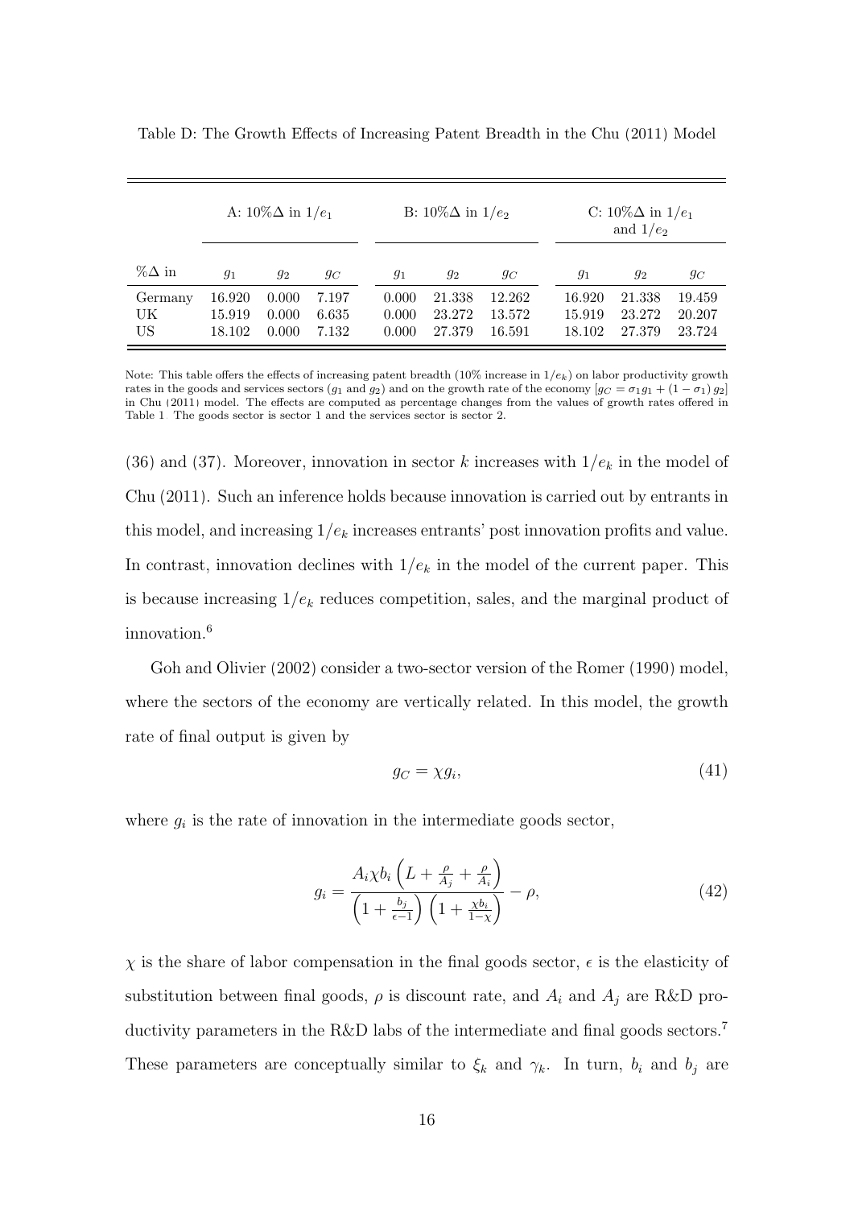Table D: The Growth Effects of Increasing Patent Breadth in the Chu (2011) Model

| | A: 10%$\Delta$ in $1/e_1$ | | | B: 10%$\Delta$ in $1/e_2$ | | | C: 10%$\Delta$ in $1/e_1$ and $1/e_2$ | | |
|---|---|---|---|---|---|---|---|---|---|
| %$\Delta$ in | $g_1$ | $g_2$ | $g_C$ | $g_1$ | $g_2$ | $g_C$ | $g_1$ | $g_2$ | $g_C$ |
| Germany | 16.920 | 0.000 | 7.197 | 0.000 | 21.338 | 12.262 | 16.920 | 21.338 | 19.459 |
| UK | 15.919 | 0.000 | 6.635 | 0.000 | 23.272 | 13.572 | 15.919 | 23.272 | 20.207 |
| US | 18.102 | 0.000 | 7.132 | 0.000 | 27.379 | 16.591 | 18.102 | 27.379 | 23.724 |

Note: This table offers the effects of increasing patent breadth (10% increase in $1/e_k$) on labor productivity growth rates in the goods and services sectors ($g_1$ and $g_2$) and on the growth rate of the economy [$g_C = \sigma_1 g_1 + (1-\sigma_1) g_2$] in Chu (2011) model. The effects are computed as percentage changes from the values of growth rates offered in Table 1. The goods sector is sector 1 and the services sector is sector 2.

(36) and (37). Moreover, innovation in sector $k$ increases with $1/e_k$ in the model of Chu (2011). Such an inference holds because innovation is carried out by entrants in this model, and increasing $1/e_k$ increases entrants' post innovation profits and value. In contrast, innovation declines with $1/e_k$ in the model of the current paper. This is because increasing $1/e_k$ reduces competition, sales, and the marginal product of innovation.[6]

Goh and Olivier (2002) consider a two-sector version of the Romer (1990) model, where the sectors of the economy are vertically related. In this model, the growth rate of final output is given by

$$g_C = \chi g_i, \tag{41}$$

where $g_i$ is the rate of innovation in the intermediate goods sector,

$$g_i = \frac{A_i \chi b_i \left( L + \frac{\rho}{A_j} + \frac{\rho}{A_i} \right)}{\left( 1 + \frac{b_j}{\epsilon - 1} \right) \left( 1 + \frac{\chi b_i}{1 - \chi} \right)} - \rho, \tag{42}$$

$\chi$ is the share of labor compensation in the final goods sector, $\epsilon$ is the elasticity of substitution between final goods, $\rho$ is discount rate, and $A_i$ and $A_j$ are R&D productivity parameters in the R&D labs of the intermediate and final goods sectors.[7] These parameters are conceptually similar to $\xi_k$ and $\gamma_k$. In turn, $b_i$ and $b_j$ are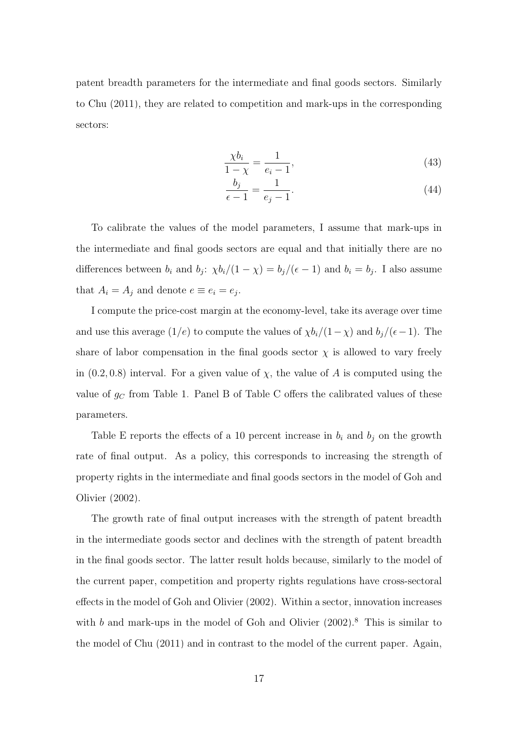patent breadth parameters for the intermediate and final goods sectors. Similarly to Chu (2011), they are related to competition and mark-ups in the corresponding sectors:

$$\frac{\chi b_i}{1-\chi} = \frac{1}{e_i - 1}, \tag{43}$$

$$\frac{b_j}{\epsilon - 1} = \frac{1}{e_j - 1}. \tag{44}$$

To calibrate the values of the model parameters, I assume that mark-ups in the intermediate and final goods sectors are equal and that initially there are no differences between $b_i$ and $b_j$: $\chi b_i/(1-\chi) = b_j/(\epsilon - 1)$ and $b_i = b_j$. I also assume that $A_i = A_j$ and denote $e \equiv e_i = e_j$.

I compute the price-cost margin at the economy-level, take its average over time and use this average $(1/e)$ to compute the values of $\chi b_i/(1-\chi)$ and $b_j/(\epsilon - 1)$. The share of labor compensation in the final goods sector $\chi$ is allowed to vary freely in $(0.2, 0.8)$ interval. For a given value of $\chi$, the value of $A$ is computed using the value of $g_C$ from Table 1. Panel B of Table C offers the calibrated values of these parameters.

Table E reports the effects of a 10 percent increase in $b_i$ and $b_j$ on the growth rate of final output. As a policy, this corresponds to increasing the strength of property rights in the intermediate and final goods sectors in the model of Goh and Olivier (2002).

The growth rate of final output increases with the strength of patent breadth in the intermediate goods sector and declines with the strength of patent breadth in the final goods sector. The latter result holds because, similarly to the model of the current paper, competition and property rights regulations have cross-sectoral effects in the model of Goh and Olivier (2002). Within a sector, innovation increases with $b$ and mark-ups in the model of Goh and Olivier (2002).[8] This is similar to the model of Chu (2011) and in contrast to the model of the current paper. Again,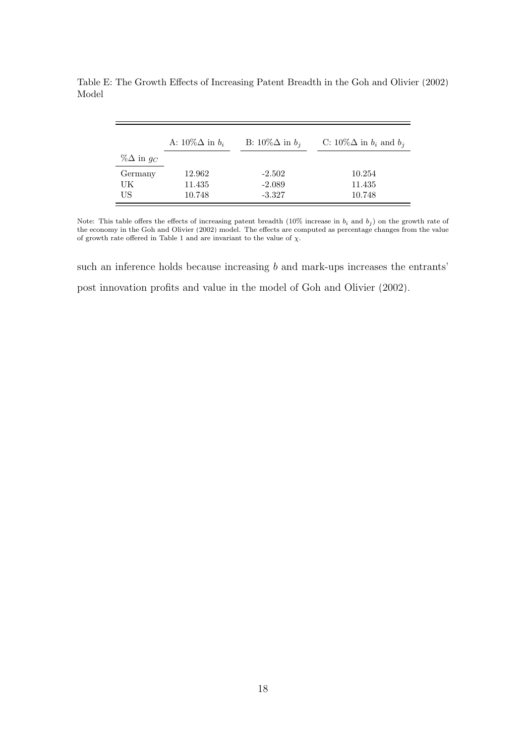Table E: The Growth Effects of Increasing Patent Breadth in the Goh and Olivier (2002) Model

| $\%\Delta$ in $g_C$ | A: $10\%\Delta$ in $b_i$ | B: $10\%\Delta$ in $b_j$ | C: $10\%\Delta$ in $b_i$ and $b_j$ |
|---|---|---|---|
| Germany | 12.962 | -2.502 | 10.254 |
| UK | 11.435 | -2.089 | 11.435 |
| US | 10.748 | -3.327 | 10.748 |

Note: This table offers the effects of increasing patent breadth (10% increase in $b_i$ and $b_j$) on the growth rate of the economy in the Goh and Olivier (2002) model. The effects are computed as percentage changes from the value of growth rate offered in Table 1 and are invariant to the value of $\chi$.

such an inference holds because increasing $b$ and mark-ups increases the entrants' post innovation profits and value in the model of Goh and Olivier (2002).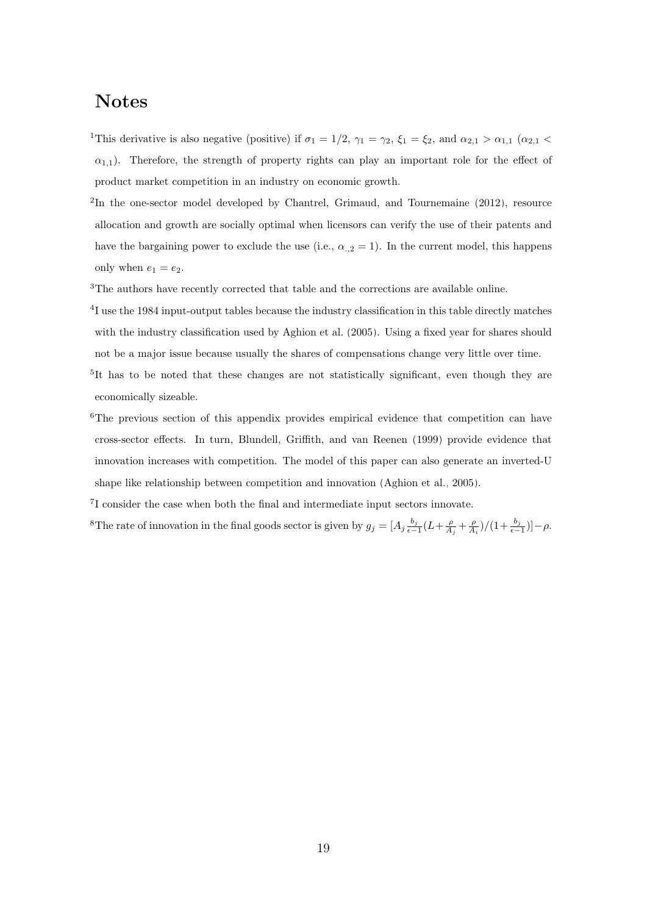# Notes

[1]This derivative is also negative (positive) if $\sigma_1 = 1/2$, $\gamma_1 = \gamma_2$, $\xi_1 = \xi_2$, and $\alpha_{2,1} > \alpha_{1,1}$ ($\alpha_{2,1} < \alpha_{1,1}$). Therefore, the strength of property rights can play an important role for the effect of product market competition in an industry on economic growth.

[2]In the one-sector model developed by Chantrel, Grimaud, and Tournemaine (2012), resource allocation and growth are socially optimal when licensors can verify the use of their patents and have the bargaining power to exclude the use (i.e., $\alpha_{\cdot,2} = 1$). In the current model, this happens only when $e_1 = e_2$.

[3]The authors have recently corrected that table and the corrections are available online.

[4]I use the 1984 input-output tables because the industry classification in this table directly matches with the industry classification used by Aghion et al. (2005). Using a fixed year for shares should not be a major issue because usually the shares of compensations change very little over time.

[5]It has to be noted that these changes are not statistically significant, even though they are economically sizeable.

[6]The previous section of this appendix provides empirical evidence that competition can have cross-sector effects. In turn, Blundell, Griffith, and van Reenen (1999) provide evidence that innovation increases with competition. The model of this paper can also generate an inverted-U shape like relationship between competition and innovation (Aghion et al., 2005).

[7]I consider the case when both the final and intermediate input sectors innovate.

[8]The rate of innovation in the final goods sector is given by $g_j = [A_j \frac{b_j}{\epsilon - 1}(L + \frac{\rho}{A_j} + \frac{\rho}{A_i})/(1 + \frac{b_j}{\epsilon - 1})] - \rho$.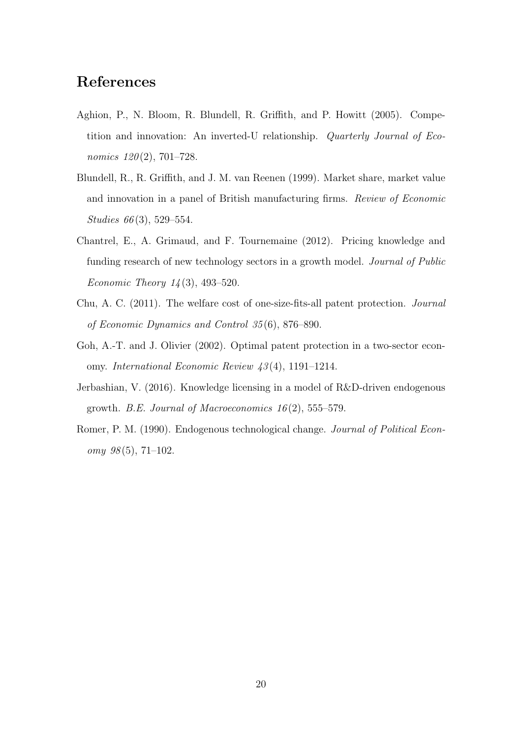## References

Aghion, P., N. Bloom, R. Blundell, R. Griffith, and P. Howitt (2005). Competition and innovation: An inverted-U relationship. *Quarterly Journal of Economics 120*(2), 701–728.

Blundell, R., R. Griffith, and J. M. van Reenen (1999). Market share, market value and innovation in a panel of British manufacturing firms. *Review of Economic Studies 66*(3), 529–554.

Chantrel, E., A. Grimaud, and F. Tournemaine (2012). Pricing knowledge and funding research of new technology sectors in a growth model. *Journal of Public Economic Theory 14*(3), 493–520.

Chu, A. C. (2011). The welfare cost of one-size-fits-all patent protection. *Journal of Economic Dynamics and Control 35*(6), 876–890.

Goh, A.-T. and J. Olivier (2002). Optimal patent protection in a two-sector economy. *International Economic Review 43*(4), 1191–1214.

Jerbashian, V. (2016). Knowledge licensing in a model of R&D-driven endogenous growth. *B.E. Journal of Macroeconomics 16*(2), 555–579.

Romer, P. M. (1990). Endogenous technological change. *Journal of Political Economy 98*(5), 71–102.